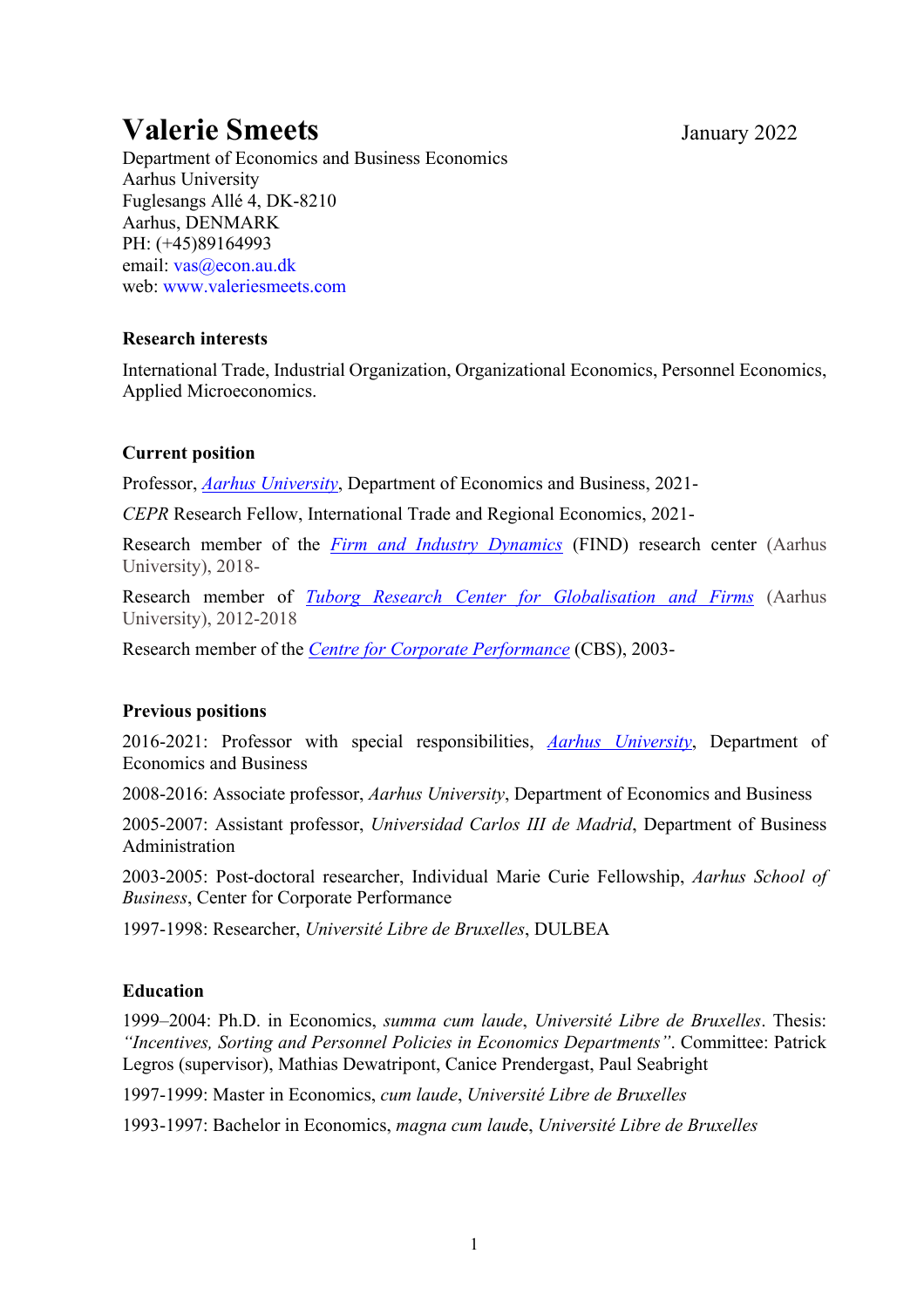# Valerie Smeets

January 2022

Department of Economics and Business Economics
Aarhus University
Fuglesangs Allé 4, DK-8210
Aarhus, DENMARK
PH: (+45)89164993
email: vas@econ.au.dk
web: www.valeriesmeets.com

### Research interests

International Trade, Industrial Organization, Organizational Economics, Personnel Economics, Applied Microeconomics.

### Current position

Professor, *Aarhus University*, Department of Economics and Business, 2021-

*CEPR* Research Fellow, International Trade and Regional Economics, 2021-

Research member of the *Firm and Industry Dynamics* (FIND) research center (Aarhus University), 2018-

Research member of *Tuborg Research Center for Globalisation and Firms* (Aarhus University), 2012-2018

Research member of the *Centre for Corporate Performance* (CBS), 2003-

### Previous positions

2016-2021: Professor with special responsibilities, *Aarhus University*, Department of Economics and Business

2008-2016: Associate professor, *Aarhus University*, Department of Economics and Business

2005-2007: Assistant professor, *Universidad Carlos III de Madrid*, Department of Business Administration

2003-2005: Post-doctoral researcher, Individual Marie Curie Fellowship, *Aarhus School of Business*, Center for Corporate Performance

1997-1998: Researcher, *Université Libre de Bruxelles*, DULBEA

### Education

1999–2004: Ph.D. in Economics, *summa cum laude*, *Université Libre de Bruxelles*. Thesis: *"Incentives, Sorting and Personnel Policies in Economics Departments"*. Committee: Patrick Legros (supervisor), Mathias Dewatripont, Canice Prendergast, Paul Seabright

1997-1999: Master in Economics, *cum laude*, *Université Libre de Bruxelles*

1993-1997: Bachelor in Economics, *magna cum laude*, *Université Libre de Bruxelles*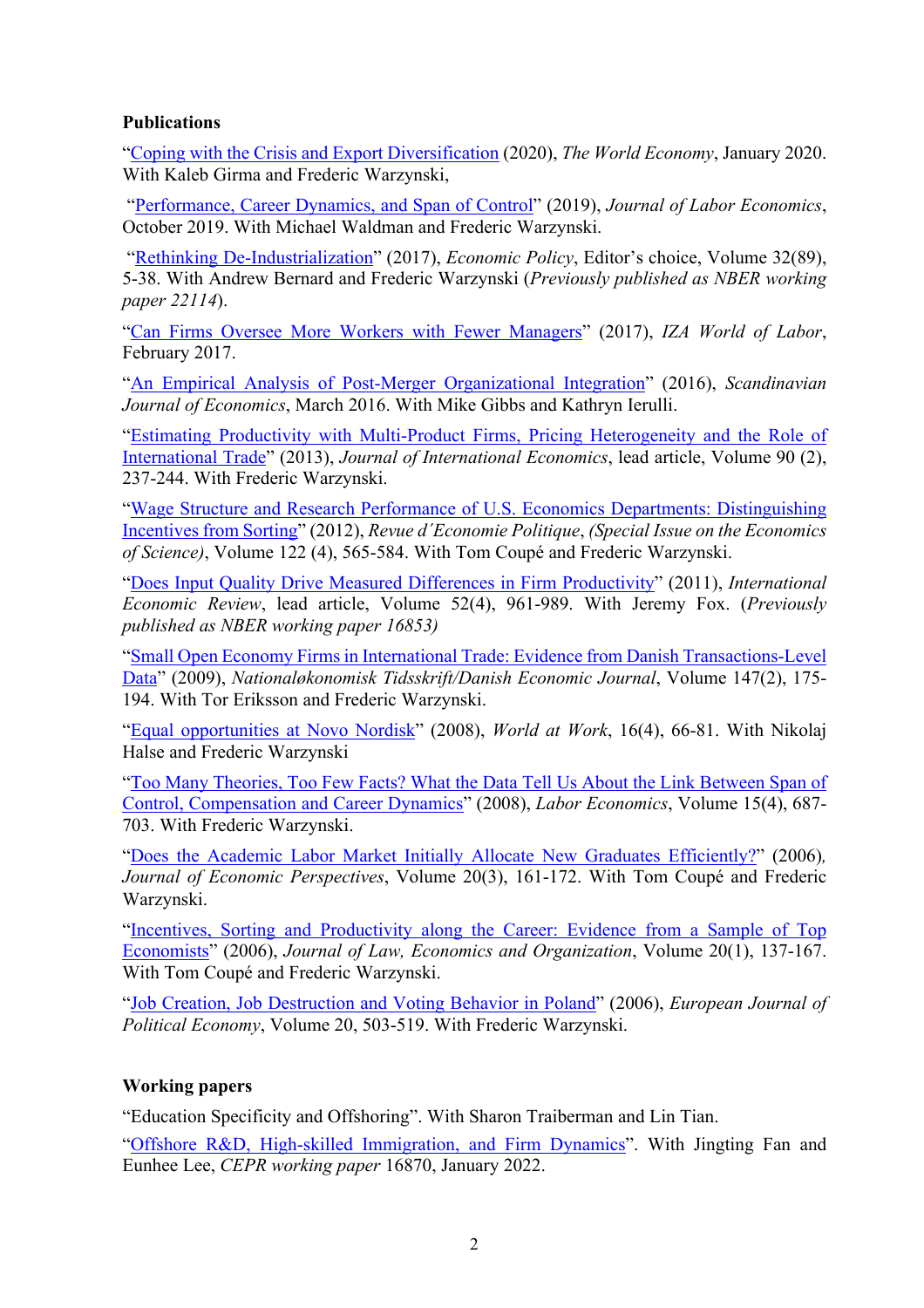**Publications**

"Coping with the Crisis and Export Diversification (2020), *The World Economy*, January 2020. With Kaleb Girma and Frederic Warzynski,

"Performance, Career Dynamics, and Span of Control" (2019), *Journal of Labor Economics*, October 2019. With Michael Waldman and Frederic Warzynski.

"Rethinking De-Industrialization" (2017), *Economic Policy*, Editor's choice, Volume 32(89), 5-38. With Andrew Bernard and Frederic Warzynski (*Previously published as NBER working paper 22114*).

"Can Firms Oversee More Workers with Fewer Managers" (2017), *IZA World of Labor*, February 2017.

"An Empirical Analysis of Post-Merger Organizational Integration" (2016), *Scandinavian Journal of Economics*, March 2016. With Mike Gibbs and Kathryn Ierulli.

"Estimating Productivity with Multi-Product Firms, Pricing Heterogeneity and the Role of International Trade" (2013), *Journal of International Economics*, lead article, Volume 90 (2), 237-244. With Frederic Warzynski.

"Wage Structure and Research Performance of U.S. Economics Departments: Distinguishing Incentives from Sorting" (2012), *Revue d´Economie Politique*, *(Special Issue on the Economics of Science)*, Volume 122 (4), 565-584. With Tom Coupé and Frederic Warzynski.

"Does Input Quality Drive Measured Differences in Firm Productivity" (2011), *International Economic Review*, lead article, Volume 52(4), 961-989. With Jeremy Fox. (*Previously published as NBER working paper 16853)*

"Small Open Economy Firms in International Trade: Evidence from Danish Transactions-Level Data" (2009), *Nationaløkonomisk Tidsskrift/Danish Economic Journal*, Volume 147(2), 175-194. With Tor Eriksson and Frederic Warzynski.

"Equal opportunities at Novo Nordisk" (2008), *World at Work*, 16(4), 66-81. With Nikolaj Halse and Frederic Warzynski

"Too Many Theories, Too Few Facts? What the Data Tell Us About the Link Between Span of Control, Compensation and Career Dynamics" (2008), *Labor Economics*, Volume 15(4), 687-703. With Frederic Warzynski.

"Does the Academic Labor Market Initially Allocate New Graduates Efficiently?" (2006), *Journal of Economic Perspectives*, Volume 20(3), 161-172. With Tom Coupé and Frederic Warzynski.

"Incentives, Sorting and Productivity along the Career: Evidence from a Sample of Top Economists" (2006), *Journal of Law, Economics and Organization*, Volume 20(1), 137-167. With Tom Coupé and Frederic Warzynski.

"Job Creation, Job Destruction and Voting Behavior in Poland" (2006), *European Journal of Political Economy*, Volume 20, 503-519. With Frederic Warzynski.

**Working papers**

"Education Specificity and Offshoring". With Sharon Traiberman and Lin Tian.

"Offshore R&D, High-skilled Immigration, and Firm Dynamics". With Jingting Fan and Eunhee Lee, *CEPR working paper* 16870, January 2022.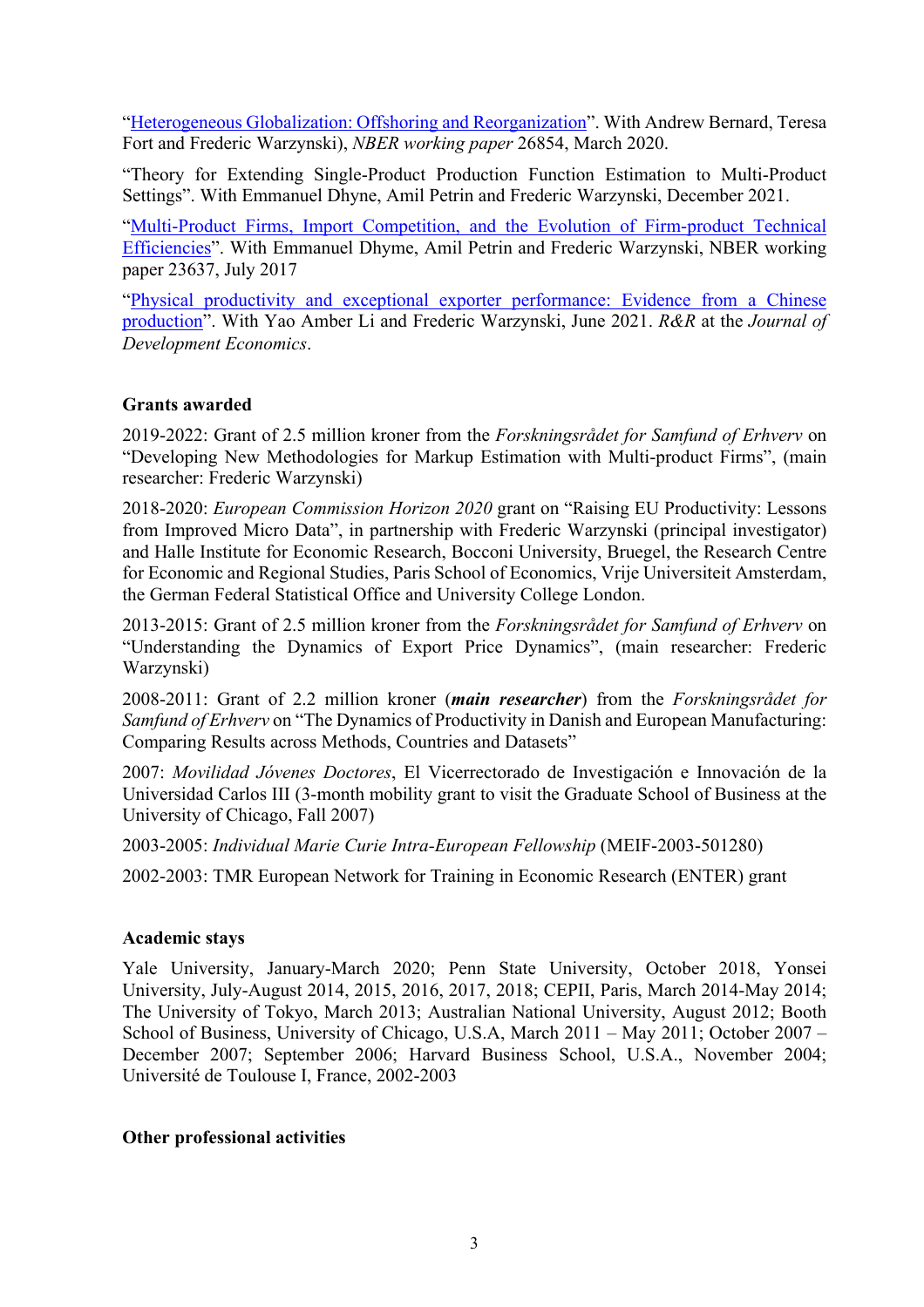"Heterogeneous Globalization: Offshoring and Reorganization". With Andrew Bernard, Teresa Fort and Frederic Warzynski), *NBER working paper* 26854, March 2020.

"Theory for Extending Single-Product Production Function Estimation to Multi-Product Settings". With Emmanuel Dhyne, Amil Petrin and Frederic Warzynski, December 2021.

"Multi-Product Firms, Import Competition, and the Evolution of Firm-product Technical Efficiencies". With Emmanuel Dhyme, Amil Petrin and Frederic Warzynski, NBER working paper 23637, July 2017

"Physical productivity and exceptional exporter performance: Evidence from a Chinese production". With Yao Amber Li and Frederic Warzynski, June 2021. *R&R* at the *Journal of Development Economics*.

**Grants awarded**

2019-2022: Grant of 2.5 million kroner from the *Forskningsrådet for Samfund of Erhverv* on "Developing New Methodologies for Markup Estimation with Multi-product Firms", (main researcher: Frederic Warzynski)

2018-2020: *European Commission Horizon 2020* grant on "Raising EU Productivity: Lessons from Improved Micro Data", in partnership with Frederic Warzynski (principal investigator) and Halle Institute for Economic Research, Bocconi University, Bruegel, the Research Centre for Economic and Regional Studies, Paris School of Economics, Vrije Universiteit Amsterdam, the German Federal Statistical Office and University College London.

2013-2015: Grant of 2.5 million kroner from the *Forskningsrådet for Samfund of Erhverv* on "Understanding the Dynamics of Export Price Dynamics", (main researcher: Frederic Warzynski)

2008-2011: Grant of 2.2 million kroner (***main researcher***) from the *Forskningsrådet for Samfund of Erhverv* on "The Dynamics of Productivity in Danish and European Manufacturing: Comparing Results across Methods, Countries and Datasets"

2007: *Movilidad Jóvenes Doctores*, El Vicerrectorado de Investigación e Innovación de la Universidad Carlos III (3-month mobility grant to visit the Graduate School of Business at the University of Chicago, Fall 2007)

2003-2005: *Individual Marie Curie Intra-European Fellowship* (MEIF-2003-501280)

2002-2003: TMR European Network for Training in Economic Research (ENTER) grant

**Academic stays**

Yale University, January-March 2020; Penn State University, October 2018, Yonsei University, July-August 2014, 2015, 2016, 2017, 2018; CEPII, Paris, March 2014-May 2014; The University of Tokyo, March 2013; Australian National University, August 2012; Booth School of Business, University of Chicago, U.S.A, March 2011 – May 2011; October 2007 – December 2007; September 2006; Harvard Business School, U.S.A., November 2004; Université de Toulouse I, France, 2002-2003

**Other professional activities**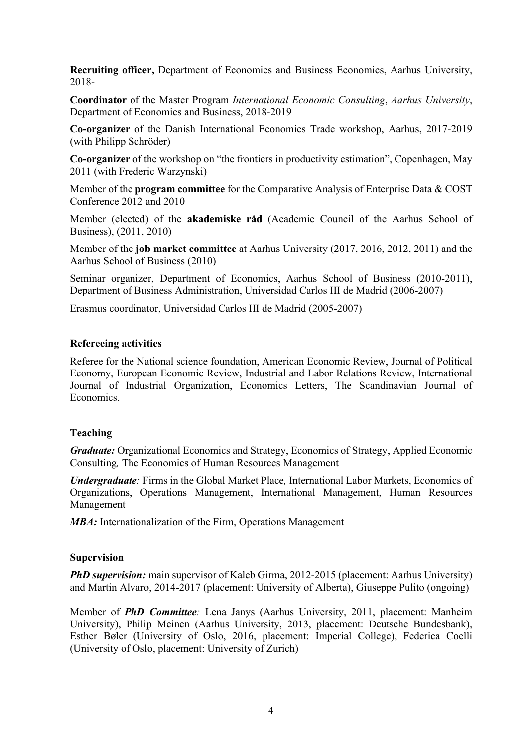**Recruiting officer,** Department of Economics and Business Economics, Aarhus University, 2018-

**Coordinator** of the Master Program *International Economic Consulting*, *Aarhus University*, Department of Economics and Business, 2018-2019

**Co-organizer** of the Danish International Economics Trade workshop, Aarhus, 2017-2019 (with Philipp Schröder)

**Co-organizer** of the workshop on "the frontiers in productivity estimation", Copenhagen, May 2011 (with Frederic Warzynski)

Member of the **program committee** for the Comparative Analysis of Enterprise Data & COST Conference 2012 and 2010

Member (elected) of the **akademiske råd** (Academic Council of the Aarhus School of Business), (2011, 2010)

Member of the **job market committee** at Aarhus University (2017, 2016, 2012, 2011) and the Aarhus School of Business (2010)

Seminar organizer, Department of Economics, Aarhus School of Business (2010-2011), Department of Business Administration, Universidad Carlos III de Madrid (2006-2007)

Erasmus coordinator, Universidad Carlos III de Madrid (2005-2007)

### Refereeing activities

Referee for the National science foundation, American Economic Review, Journal of Political Economy, European Economic Review, Industrial and Labor Relations Review, International Journal of Industrial Organization, Economics Letters, The Scandinavian Journal of Economics.

### Teaching

***Graduate:*** Organizational Economics and Strategy, Economics of Strategy, Applied Economic Consulting*,* The Economics of Human Resources Management

***Undergraduate****:* Firms in the Global Market Place*,* International Labor Markets, Economics of Organizations, Operations Management, International Management, Human Resources Management

***MBA:*** Internationalization of the Firm, Operations Management

### Supervision

***PhD supervision:*** main supervisor of Kaleb Girma, 2012-2015 (placement: Aarhus University) and Martin Alvaro, 2014-2017 (placement: University of Alberta), Giuseppe Pulito (ongoing)

Member of ***PhD Committee****:* Lena Janys (Aarhus University, 2011, placement: Manheim University), Philip Meinen (Aarhus University, 2013, placement: Deutsche Bundesbank), Esther Bøler (University of Oslo, 2016, placement: Imperial College), Federica Coelli (University of Oslo, placement: University of Zurich)